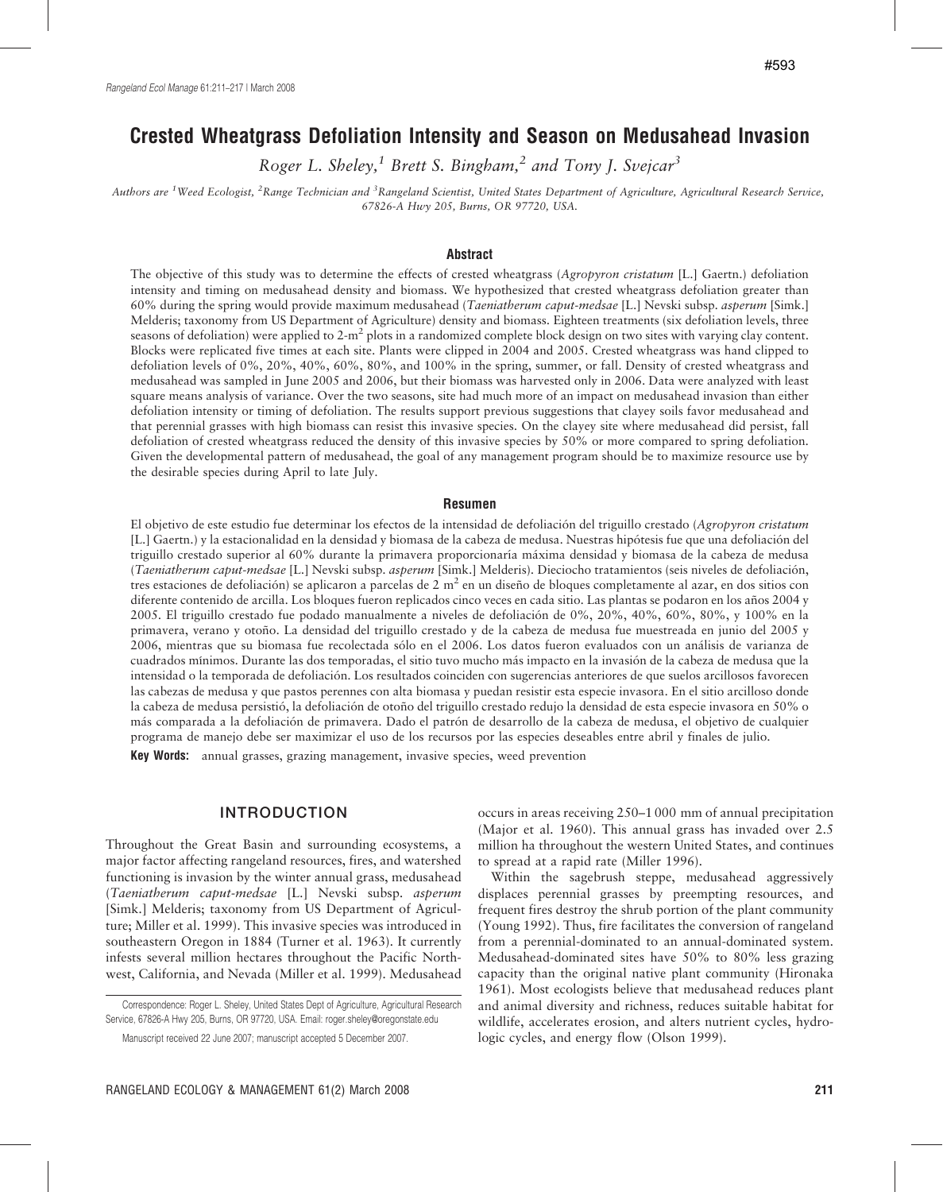#593

# Crested Wheatgrass Defoliation Intensity and Season on Medusahead Invasion

*Roger L. Sheley,[1] Brett S. Bingham,[2] and Tony J. Svejcar[3]*

*Authors are [1]Weed Ecologist, [2]Range Technician and [3]Rangeland Scientist, United States Department of Agriculture, Agricultural Research Service, 67826-A Hwy 205, Burns, OR 97720, USA.*

## Abstract

The objective of this study was to determine the effects of crested wheatgrass (*Agropyron cristatum* [L.] Gaertn.) defoliation intensity and timing on medusahead density and biomass. We hypothesized that crested wheatgrass defoliation greater than 60% during the spring would provide maximum medusahead (*Taeniatherum caput-medsae* [L.] Nevski subsp. *asperum* [Simk.] Melderis; taxonomy from US Department of Agriculture) density and biomass. Eighteen treatments (six defoliation levels, three seasons of defoliation) were applied to 2-$m^2$ plots in a randomized complete block design on two sites with varying clay content. Blocks were replicated five times at each site. Plants were clipped in 2004 and 2005. Crested wheatgrass was hand clipped to defoliation levels of 0%, 20%, 40%, 60%, 80%, and 100% in the spring, summer, or fall. Density of crested wheatgrass and medusahead was sampled in June 2005 and 2006, but their biomass was harvested only in 2006. Data were analyzed with least square means analysis of variance. Over the two seasons, site had much more of an impact on medusahead invasion than either defoliation intensity or timing of defoliation. The results support previous suggestions that clayey soils favor medusahead and that perennial grasses with high biomass can resist this invasive species. On the clayey site where medusahead did persist, fall defoliation of crested wheatgrass reduced the density of this invasive species by 50% or more compared to spring defoliation. Given the developmental pattern of medusahead, the goal of any management program should be to maximize resource use by the desirable species during April to late July.

## Resumen

El objetivo de este estudio fue determinar los efectos de la intensidad de defoliación del triguillo crestado (*Agropyron cristatum* [L.] Gaertn.) y la estacionalidad en la densidad y biomasa de la cabeza de medusa. Nuestras hipótesis fue que una defoliación del triguillo crestado superior al 60% durante la primavera proporcionaría máxima densidad y biomasa de la cabeza de medusa (*Taeniatherum caput-medsae* [L.] Nevski subsp. *asperum* [Simk.] Melderis). Dieciocho tratamientos (seis niveles de defoliación, tres estaciones de defoliación) se aplicaron a parcelas de 2 $m^2$ en un diseño de bloques completamente al azar, en dos sitios con diferente contenido de arcilla. Los bloques fueron replicados cinco veces en cada sitio. Las plantas se podaron en los años 2004 y 2005. El triguillo crestado fue podado manualmente a niveles de defoliación de 0%, 20%, 40%, 60%, 80%, y 100% en la primavera, verano y otoño. La densidad del triguillo crestado y de la cabeza de medusa fue muestreada en junio del 2005 y 2006, mientras que su biomasa fue recolectada sólo en el 2006. Los datos fueron evaluados con un análisis de varianza de cuadrados mínimos. Durante las dos temporadas, el sitio tuvo mucho más impacto en la invasión de la cabeza de medusa que la intensidad o la temporada de defoliación. Los resultados coinciden con sugerencias anteriores de que suelos arcillosos favorecen las cabezas de medusa y que pastos perennes con alta biomasa y puedan resistir esta especie invasora. En el sitio arcilloso donde la cabeza de medusa persistió, la defoliación de otoño del triguillo crestado redujo la densidad de esta especie invasora en 50% o más comparada a la defoliación de primavera. Dado el patrón de desarrollo de la cabeza de medusa, el objetivo de cualquier programa de manejo debe ser maximizar el uso de los recursos por las especies deseables entre abril y finales de julio.

**Key Words:** annual grasses, grazing management, invasive species, weed prevention

## INTRODUCTION

Throughout the Great Basin and surrounding ecosystems, a major factor affecting rangeland resources, fires, and watershed functioning is invasion by the winter annual grass, medusahead (*Taeniatherum caput-medsae* [L.] Nevski subsp. *asperum* [Simk.] Melderis; taxonomy from US Department of Agriculture; Miller et al. 1999). This invasive species was introduced in southeastern Oregon in 1884 (Turner et al. 1963). It currently infests several million hectares throughout the Pacific Northwest, California, and Nevada (Miller et al. 1999). Medusahead occurs in areas receiving 250–1 000 mm of annual precipitation (Major et al. 1960). This annual grass has invaded over 2.5 million ha throughout the western United States, and continues to spread at a rapid rate (Miller 1996).

Within the sagebrush steppe, medusahead aggressively displaces perennial grasses by preempting resources, and frequent fires destroy the shrub portion of the plant community (Young 1992). Thus, fire facilitates the conversion of rangeland from a perennial-dominated to an annual-dominated system. Medusahead-dominated sites have 50% to 80% less grazing capacity than the original native plant community (Hironaka 1961). Most ecologists believe that medusahead reduces plant and animal diversity and richness, reduces suitable habitat for wildlife, accelerates erosion, and alters nutrient cycles, hydrologic cycles, and energy flow (Olson 1999).

Correspondence: Roger L. Sheley, United States Dept of Agriculture, Agricultural Research Service, 67826-A Hwy 205, Burns, OR 97720, USA. Email: roger.sheley@oregonstate.edu

Manuscript received 22 June 2007; manuscript accepted 5 December 2007.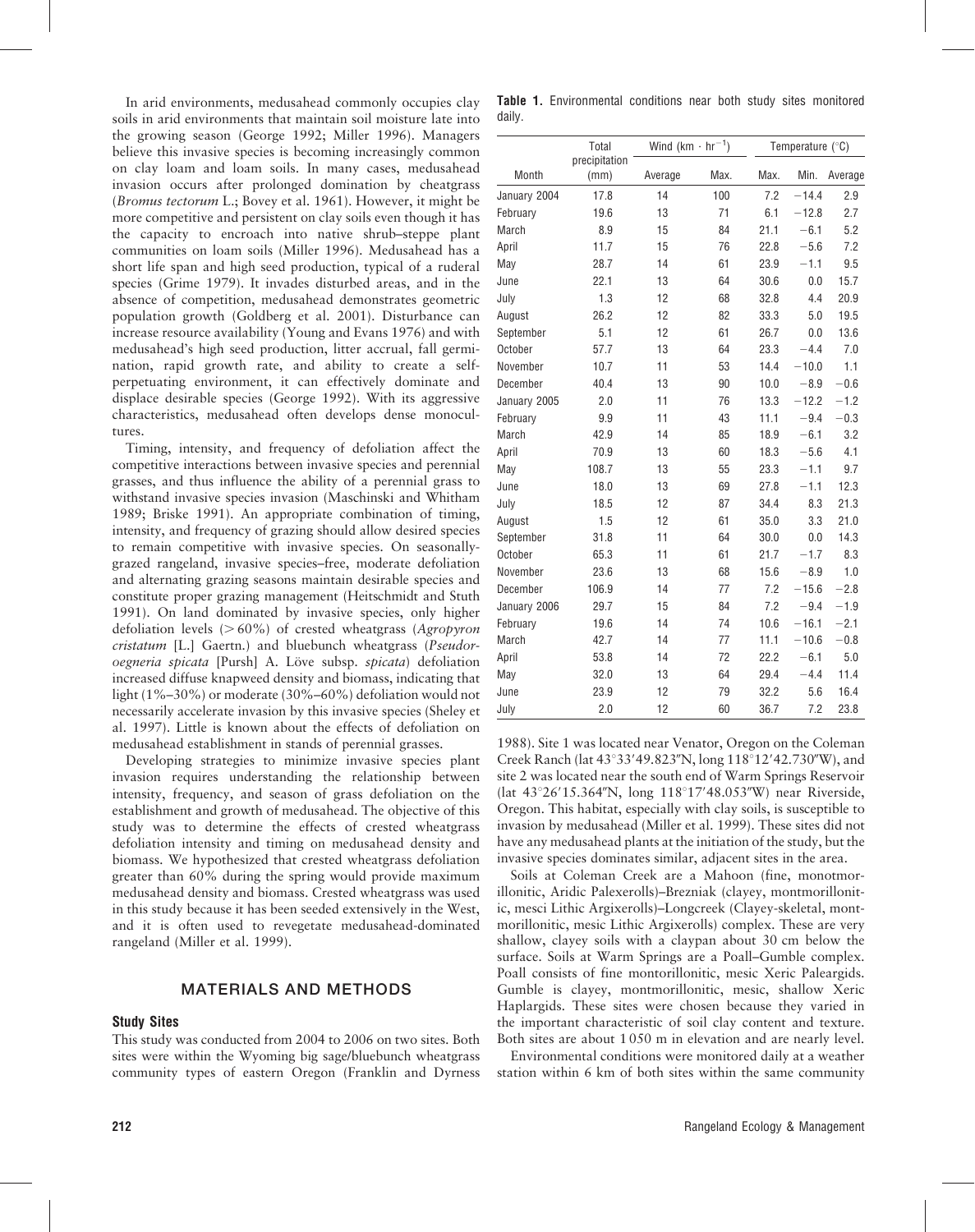In arid environments, medusahead commonly occupies clay soils in arid environments that maintain soil moisture late into the growing season (George 1992; Miller 1996). Managers believe this invasive species is becoming increasingly common on clay loam and loam soils. In many cases, medusahead invasion occurs after prolonged domination by cheatgrass (*Bromus tectorum* L.; Bovey et al. 1961). However, it might be more competitive and persistent on clay soils even though it has the capacity to encroach into native shrub–steppe plant communities on loam soils (Miller 1996). Medusahead has a short life span and high seed production, typical of a ruderal species (Grime 1979). It invades disturbed areas, and in the absence of competition, medusahead demonstrates geometric population growth (Goldberg et al. 2001). Disturbance can increase resource availability (Young and Evans 1976) and with medusahead's high seed production, litter accrual, fall germination, rapid growth rate, and ability to create a self-perpetuating environment, it can effectively dominate and displace desirable species (George 1992). With its aggressive characteristics, medusahead often develops dense monocultures.

Timing, intensity, and frequency of defoliation affect the competitive interactions between invasive species and perennial grasses, and thus influence the ability of a perennial grass to withstand invasive species invasion (Maschinski and Whitham 1989; Briske 1991). An appropriate combination of timing, intensity, and frequency of grazing should allow desired species to remain competitive with invasive species. On seasonally-grazed rangeland, invasive species–free, moderate defoliation and alternating grazing seasons maintain desirable species and constitute proper grazing management (Heitschmidt and Stuth 1991). On land dominated by invasive species, only higher defoliation levels (> 60%) of crested wheatgrass (*Agropyron cristatum* [L.] Gaertn.) and bluebunch wheatgrass (*Pseudoroegneria spicata* [Pursh] A. Löve subsp. *spicata*) defoliation increased diffuse knapweed density and biomass, indicating that light (1%–30%) or moderate (30%–60%) defoliation would not necessarily accelerate invasion by this invasive species (Sheley et al. 1997). Little is known about the effects of defoliation on medusahead establishment in stands of perennial grasses.

Developing strategies to minimize invasive species plant invasion requires understanding the relationship between intensity, frequency, and season of grass defoliation on the establishment and growth of medusahead. The objective of this study was to determine the effects of crested wheatgrass defoliation intensity and timing on medusahead density and biomass. We hypothesized that crested wheatgrass defoliation greater than 60% during the spring would provide maximum medusahead density and biomass. Crested wheatgrass was used in this study because it has been seeded extensively in the West, and it is often used to revegetate medusahead-dominated rangeland (Miller et al. 1999).

## MATERIALS AND METHODS

### Study Sites

This study was conducted from 2004 to 2006 on two sites. Both sites were within the Wyoming big sage/bluebunch wheatgrass community types of eastern Oregon (Franklin and Dyrness 1988). Site 1 was located near Venator, Oregon on the Coleman Creek Ranch (lat 43°33′49.823″N, long 118°12′42.730″W), and site 2 was located near the south end of Warm Springs Reservoir (lat 43°26′15.364″N, long 118°17′48.053″W) near Riverside, Oregon. This habitat, especially with clay soils, is susceptible to invasion by medusahead (Miller et al. 1999). These sites did not have any medusahead plants at the initiation of the study, but the invasive species dominates similar, adjacent sites in the area.

Soils at Coleman Creek are a Mahoon (fine, monotmorillonitic, mesic, Aridic Palexerolls)–Brezniak (clayey, montmorillonitic, mesci Lithic Argixerolls)–Longcreek (Clayey-skeletal, montmorillonitic, mesic Lithic Argixerolls) complex. These are very shallow, clayey soils with a claypan about 30 cm below the surface. Soils at Warm Springs are a Poall–Gumble complex. Poall consists of fine montorillonitic, mesic Xeric Paleargids. Gumble is clayey, montmorillonitic, mesic, shallow Xeric Haplargids. These sites were chosen because they varied in the important characteristic of soil clay content and texture. Both sites are about 1 050 m in elevation and are nearly level.

Environmental conditions were monitored daily at a weather station within 6 km of both sites within the same community

**Table 1.** Environmental conditions near both study sites monitored daily.

| Month | Total precipitation (mm) | Wind ($km \cdot hr^{-1}$) | | Temperature (°C) | | |
|---|---|---|---|---|---|---|
| | | Average | Max. | Max. | Min. | Average |
| January 2004 | 17.8 | 14 | 100 | 7.2 | −14.4 | 2.9 |
| February | 19.6 | 13 | 71 | 6.1 | −12.8 | 2.7 |
| March | 8.9 | 15 | 84 | 21.1 | −6.1 | 5.2 |
| April | 11.7 | 15 | 76 | 22.8 | −5.6 | 7.2 |
| May | 28.7 | 14 | 61 | 23.9 | −1.1 | 9.5 |
| June | 22.1 | 13 | 64 | 30.6 | 0.0 | 15.7 |
| July | 1.3 | 12 | 68 | 32.8 | 4.4 | 20.9 |
| August | 26.2 | 12 | 82 | 33.3 | 5.0 | 19.5 |
| September | 5.1 | 12 | 61 | 26.7 | 0.0 | 13.6 |
| October | 57.7 | 13 | 64 | 23.3 | −4.4 | 7.0 |
| November | 10.7 | 11 | 53 | 14.4 | −10.0 | 1.1 |
| December | 40.4 | 13 | 90 | 10.0 | −8.9 | −0.6 |
| January 2005 | 2.0 | 11 | 76 | 13.3 | −12.2 | −1.2 |
| February | 9.9 | 11 | 43 | 11.1 | −9.4 | −0.3 |
| March | 42.9 | 14 | 85 | 18.9 | −6.1 | 3.2 |
| April | 70.9 | 13 | 60 | 18.3 | −5.6 | 4.1 |
| May | 108.7 | 13 | 55 | 23.3 | −1.1 | 9.7 |
| June | 18.0 | 13 | 69 | 27.8 | −1.1 | 12.3 |
| July | 18.5 | 12 | 87 | 34.4 | 8.3 | 21.3 |
| August | 1.5 | 12 | 61 | 35.0 | 3.3 | 21.0 |
| September | 31.8 | 11 | 64 | 30.0 | 0.0 | 14.3 |
| October | 65.3 | 11 | 61 | 21.7 | −1.7 | 8.3 |
| November | 23.6 | 13 | 68 | 15.6 | −8.9 | 1.0 |
| December | 106.9 | 14 | 77 | 7.2 | −15.6 | −2.8 |
| January 2006 | 29.7 | 15 | 84 | 7.2 | −9.4 | −1.9 |
| February | 19.6 | 14 | 74 | 10.6 | −16.1 | −2.1 |
| March | 42.7 | 14 | 77 | 11.1 | −10.6 | −0.8 |
| April | 53.8 | 14 | 72 | 22.2 | −6.1 | 5.0 |
| May | 32.0 | 13 | 64 | 29.4 | −4.4 | 11.4 |
| June | 23.9 | 12 | 79 | 32.2 | 5.6 | 16.4 |
| July | 2.0 | 12 | 60 | 36.7 | 7.2 | 23.8 |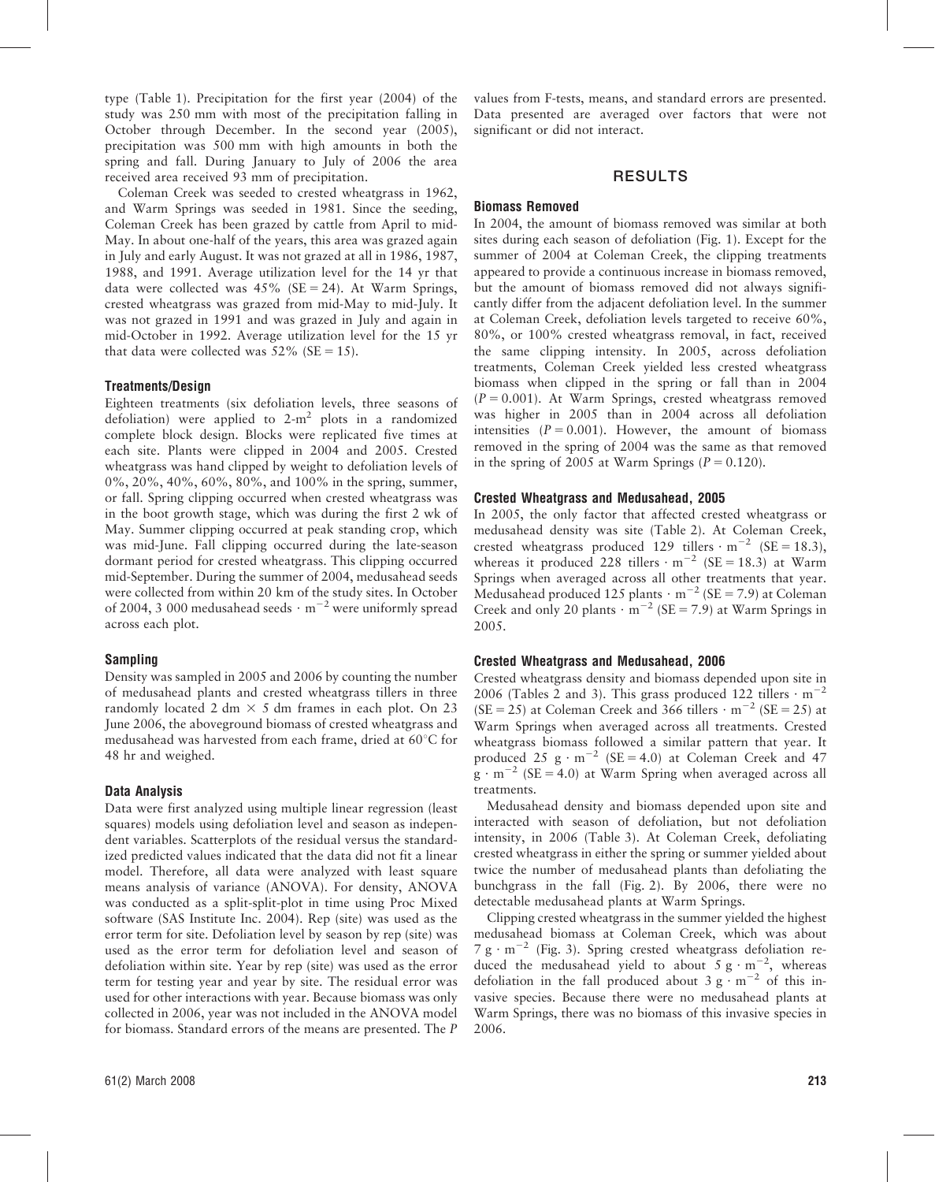type (Table 1). Precipitation for the first year (2004) of the study was 250 mm with most of the precipitation falling in October through December. In the second year (2005), precipitation was 500 mm with high amounts in both the spring and fall. During January to July of 2006 the area received area received 93 mm of precipitation.

Coleman Creek was seeded to crested wheatgrass in 1962, and Warm Springs was seeded in 1981. Since the seeding, Coleman Creek has been grazed by cattle from April to mid-May. In about one-half of the years, this area was grazed again in July and early August. It was not grazed at all in 1986, 1987, 1988, and 1991. Average utilization level for the 14 yr that data were collected was 45% (SE = 24). At Warm Springs, crested wheatgrass was grazed from mid-May to mid-July. It was not grazed in 1991 and was grazed in July and again in mid-October in 1992. Average utilization level for the 15 yr that data were collected was 52% (SE = 15).

### Treatments/Design

Eighteen treatments (six defoliation levels, three seasons of defoliation) were applied to 2-$m^2$ plots in a randomized complete block design. Blocks were replicated five times at each site. Plants were clipped in 2004 and 2005. Crested wheatgrass was hand clipped by weight to defoliation levels of 0%, 20%, 40%, 60%, 80%, and 100% in the spring, summer, or fall. Spring clipping occurred when crested wheatgrass was in the boot growth stage, which was during the first 2 wk of May. Summer clipping occurred at peak standing crop, which was mid-June. Fall clipping occurred during the late-season dormant period for crested wheatgrass. This clipping occurred mid-September. During the summer of 2004, medusahead seeds were collected from within 20 km of the study sites. In October of 2004, 3 000 medusahead seeds $\cdot$ $m^{-2}$ were uniformly spread across each plot.

### Sampling

Density was sampled in 2005 and 2006 by counting the number of medusahead plants and crested wheatgrass tillers in three randomly located 2 dm $\times$ 5 dm frames in each plot. On 23 June 2006, the aboveground biomass of crested wheatgrass and medusahead was harvested from each frame, dried at 60°C for 48 hr and weighed.

### Data Analysis

Data were first analyzed using multiple linear regression (least squares) models using defoliation level and season as independent variables. Scatterplots of the residual versus the standardized predicted values indicated that the data did not fit a linear model. Therefore, all data were analyzed with least square means analysis of variance (ANOVA). For density, ANOVA was conducted as a split-split-plot in time using Proc Mixed software (SAS Institute Inc. 2004). Rep (site) was used as the error term for site. Defoliation level by season by rep (site) was used as the error term for defoliation level and season of defoliation within site. Year by rep (site) was used as the error term for testing year and year by site. The residual error was used for other interactions with year. Because biomass was only collected in 2006, year was not included in the ANOVA model for biomass. Standard errors of the means are presented. The *P* values from F-tests, means, and standard errors are presented. Data presented are averaged over factors that were not significant or did not interact.

## RESULTS

### Biomass Removed

In 2004, the amount of biomass removed was similar at both sites during each season of defoliation (Fig. 1). Except for the summer of 2004 at Coleman Creek, the clipping treatments appeared to provide a continuous increase in biomass removed, but the amount of biomass removed did not always significantly differ from the adjacent defoliation level. In the summer at Coleman Creek, defoliation levels targeted to receive 60%, 80%, or 100% crested wheatgrass removal, in fact, received the same clipping intensity. In 2005, across defoliation treatments, Coleman Creek yielded less crested wheatgrass biomass when clipped in the spring or fall than in 2004 ($P = 0.001$). At Warm Springs, crested wheatgrass removed was higher in 2005 than in 2004 across all defoliation intensities ($P = 0.001$). However, the amount of biomass removed in the spring of 2004 was the same as that removed in the spring of 2005 at Warm Springs ($P = 0.120$).

### Crested Wheatgrass and Medusahead, 2005

In 2005, the only factor that affected crested wheatgrass or medusahead density was site (Table 2). At Coleman Creek, crested wheatgrass produced 129 tillers $\cdot$ $m^{-2}$ (SE = 18.3), whereas it produced 228 tillers $\cdot$ $m^{-2}$ (SE = 18.3) at Warm Springs when averaged across all other treatments that year. Medusahead produced 125 plants $\cdot$ $m^{-2}$ (SE = 7.9) at Coleman Creek and only 20 plants $\cdot$ $m^{-2}$ (SE = 7.9) at Warm Springs in 2005.

### Crested Wheatgrass and Medusahead, 2006

Crested wheatgrass density and biomass depended upon site in 2006 (Tables 2 and 3). This grass produced 122 tillers $\cdot$ $m^{-2}$ (SE = 25) at Coleman Creek and 366 tillers $\cdot$ $m^{-2}$ (SE = 25) at Warm Springs when averaged across all treatments. Crested wheatgrass biomass followed a similar pattern that year. It produced 25 g $\cdot$ $m^{-2}$ (SE = 4.0) at Coleman Creek and 47 g $\cdot$ $m^{-2}$ (SE = 4.0) at Warm Spring when averaged across all treatments.

Medusahead density and biomass depended upon site and interacted with season of defoliation, but not defoliation intensity, in 2006 (Table 3). At Coleman Creek, defoliating crested wheatgrass in either the spring or summer yielded about twice the number of medusahead plants than defoliating the bunchgrass in the fall (Fig. 2). By 2006, there were no detectable medusahead plants at Warm Springs.

Clipping crested wheatgrass in the summer yielded the highest medusahead biomass at Coleman Creek, which was about 7 g $\cdot$ $m^{-2}$ (Fig. 3). Spring crested wheatgrass defoliation reduced the medusahead yield to about 5 g $\cdot$ $m^{-2}$, whereas defoliation in the fall produced about 3 g $\cdot$ $m^{-2}$ of this invasive species. Because there were no medusahead plants at Warm Springs, there was no biomass of this invasive species in 2006.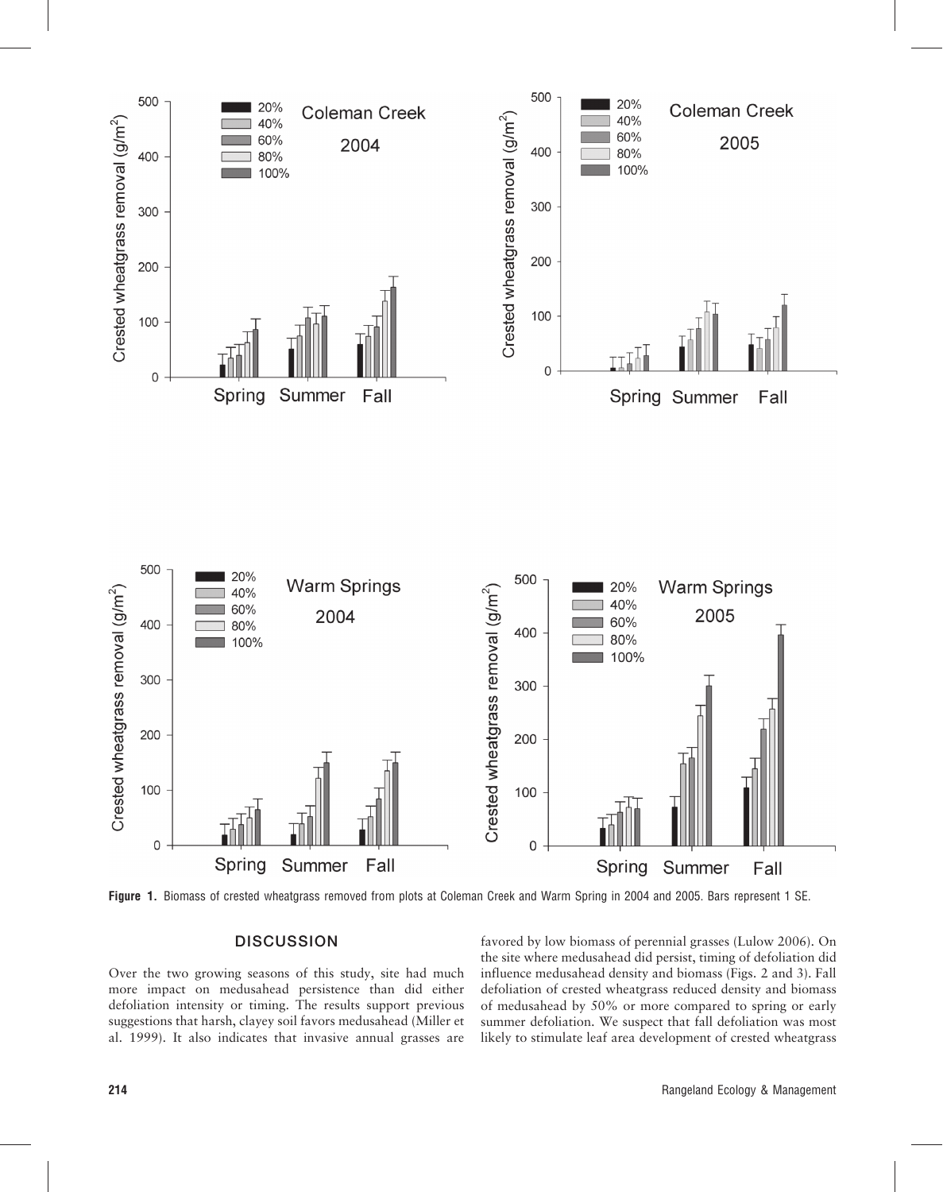**Figure 1.** Biomass of crested wheatgrass removed from plots at Coleman Creek and Warm Spring in 2004 and 2005. Bars represent 1 SE.

## DISCUSSION

Over the two growing seasons of this study, site had much more impact on medusahead persistence than did either defoliation intensity or timing. The results support previous suggestions that harsh, clayey soil favors medusahead (Miller et al. 1999). It also indicates that invasive annual grasses are favored by low biomass of perennial grasses (Lulow 2006). On the site where medusahead did persist, timing of defoliation did influence medusahead density and biomass (Figs. 2 and 3). Fall defoliation of crested wheatgrass reduced density and biomass of medusahead by 50% or more compared to spring or early summer defoliation. We suspect that fall defoliation was most likely to stimulate leaf area development of crested wheatgrass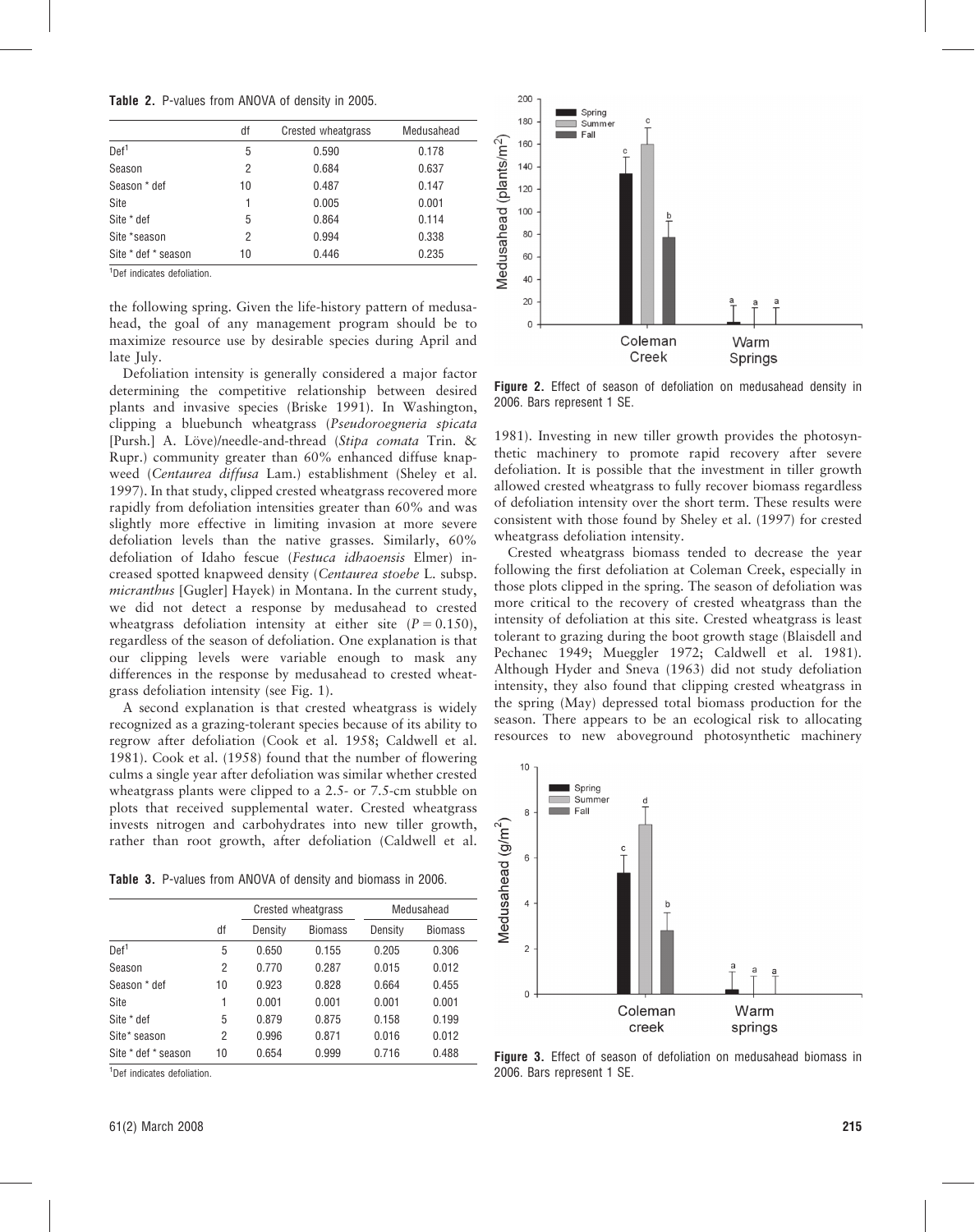**Table 2.** P-values from ANOVA of density in 2005.

| | df | Crested wheatgrass | Medusahead |
|---|---|---|---|
| Def[1] | 5 | 0.590 | 0.178 |
| Season | 2 | 0.684 | 0.637 |
| Season * def | 10 | 0.487 | 0.147 |
| Site | 1 | 0.005 | 0.001 |
| Site * def | 5 | 0.864 | 0.114 |
| Site *season | 2 | 0.994 | 0.338 |
| Site * def * season | 10 | 0.446 | 0.235 |

[1]Def indicates defoliation.

the following spring. Given the life-history pattern of medusahead, the goal of any management program should be to maximize resource use by desirable species during April and late July.

Defoliation intensity is generally considered a major factor determining the competitive relationship between desired plants and invasive species (Briske 1991). In Washington, clipping a bluebunch wheatgrass (*Pseudoroegneria spicata* [Pursh.] A. Löve)/needle-and-thread (*Stipa comata* Trin. & Rupr.) community greater than 60% enhanced diffuse knapweed (*Centaurea diffusa* Lam.) establishment (Sheley et al. 1997). In that study, clipped crested wheatgrass recovered more rapidly from defoliation intensities greater than 60% and was slightly more effective in limiting invasion at more severe defoliation levels than the native grasses. Similarly, 60% defoliation of Idaho fescue (*Festuca idhaoensis* Elmer) increased spotted knapweed density (*Centaurea stoebe* L. subsp. *micranthus* [Gugler] Hayek) in Montana. In the current study, we did not detect a response by medusahead to crested wheatgrass defoliation intensity at either site ($P = 0.150$), regardless of the season of defoliation. One explanation is that our clipping levels were variable enough to mask any differences in the response by medusahead to crested wheatgrass defoliation intensity (see Fig. 1).

A second explanation is that crested wheatgrass is widely recognized as a grazing-tolerant species because of its ability to regrow after defoliation (Cook et al. 1958; Caldwell et al. 1981). Cook et al. (1958) found that the number of flowering culms a single year after defoliation was similar whether crested wheatgrass plants were clipped to a 2.5- or 7.5-cm stubble on plots that received supplemental water. Crested wheatgrass invests nitrogen and carbohydrates into new tiller growth, rather than root growth, after defoliation (Caldwell et al. 1981). Investing in new tiller growth provides the photosynthetic machinery to promote rapid recovery after severe defoliation. It is possible that the investment in tiller growth allowed crested wheatgrass to fully recover biomass regardless of defoliation intensity over the short term. These results were consistent with those found by Sheley et al. (1997) for crested wheatgrass defoliation intensity.

Crested wheatgrass biomass tended to decrease the year following the first defoliation at Coleman Creek, especially in those plots clipped in the spring. The season of defoliation was more critical to the recovery of crested wheatgrass than the intensity of defoliation at this site. Crested wheatgrass is least tolerant to grazing during the boot growth stage (Blaisdell and Pechanec 1949; Mueggler 1972; Caldwell et al. 1981). Although Hyder and Sneva (1963) did not study defoliation intensity, they also found that clipping crested wheatgrass in the spring (May) depressed total biomass production for the season. There appears to be an ecological risk to allocating resources to new aboveground photosynthetic machinery

**Table 3.** P-values from ANOVA of density and biomass in 2006.

| | | Crested wheatgrass | | Medusahead | |
|---|---|---|---|---|---|
| | df | Density | Biomass | Density | Biomass |
| Def[1] | 5 | 0.650 | 0.155 | 0.205 | 0.306 |
| Season | 2 | 0.770 | 0.287 | 0.015 | 0.012 |
| Season * def | 10 | 0.923 | 0.828 | 0.664 | 0.455 |
| Site | 1 | 0.001 | 0.001 | 0.001 | 0.001 |
| Site * def | 5 | 0.879 | 0.875 | 0.158 | 0.199 |
| Site* season | 2 | 0.996 | 0.871 | 0.016 | 0.012 |
| Site * def * season | 10 | 0.654 | 0.999 | 0.716 | 0.488 |

[1]Def indicates defoliation.

**Figure 2.** Effect of season of defoliation on medusahead density in 2006. Bars represent 1 SE.

**Figure 3.** Effect of season of defoliation on medusahead biomass in 2006. Bars represent 1 SE.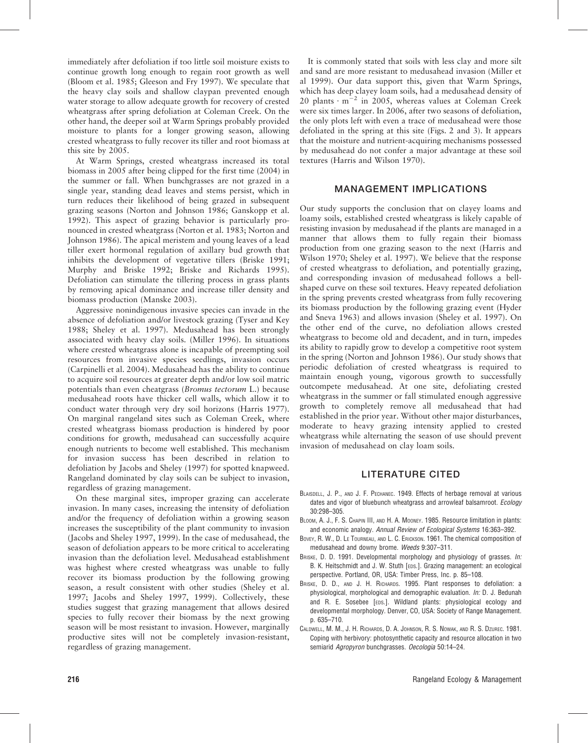immediately after defoliation if too little soil moisture exists to continue growth long enough to regain root growth as well (Bloom et al. 1985; Gleeson and Fry 1997). We speculate that the heavy clay soils and shallow claypan prevented enough water storage to allow adequate growth for recovery of crested wheatgrass after spring defoliation at Coleman Creek. On the other hand, the deeper soil at Warm Springs probably provided moisture to plants for a longer growing season, allowing crested wheatgrass to fully recover its tiller and root biomass at this site by 2005.

At Warm Springs, crested wheatgrass increased its total biomass in 2005 after being clipped for the first time (2004) in the summer or fall. When bunchgrasses are not grazed in a single year, standing dead leaves and stems persist, which in turn reduces their likelihood of being grazed in subsequent grazing seasons (Norton and Johnson 1986; Ganskopp et al. 1992). This aspect of grazing behavior is particularly pronounced in crested wheatgrass (Norton et al. 1983; Norton and Johnson 1986). The apical meristem and young leaves of a lead tiller exert hormonal regulation of axillary bud growth that inhibits the development of vegetative tillers (Briske 1991; Murphy and Briske 1992; Briske and Richards 1995). Defoliation can stimulate the tillering process in grass plants by removing apical dominance and increase tiller density and biomass production (Manske 2003).

Aggressive nonindigenous invasive species can invade in the absence of defoliation and/or livestock grazing (Tyser and Key 1988; Sheley et al. 1997). Medusahead has been strongly associated with heavy clay soils. (Miller 1996). In situations where crested wheatgrass alone is incapable of preempting soil resources from invasive species seedlings, invasion occurs (Carpinelli et al. 2004). Medusahead has the ability to continue to acquire soil resources at greater depth and/or low soil matric potentials than even cheatgrass (*Bromus tectorum* L.) because medusahead roots have thicker cell walls, which allow it to conduct water through very dry soil horizons (Harris 1977). On marginal rangeland sites such as Coleman Creek, where crested wheatgrass biomass production is hindered by poor conditions for growth, medusahead can successfully acquire enough nutrients to become well established. This mechanism for invasion success has been described in relation to defoliation by Jacobs and Sheley (1997) for spotted knapweed. Rangeland dominated by clay soils can be subject to invasion, regardless of grazing management.

On these marginal sites, improper grazing can accelerate invasion. In many cases, increasing the intensity of defoliation and/or the frequency of defoliation within a growing season increases the susceptibility of the plant community to invasion (Jacobs and Sheley 1997, 1999). In the case of medusahead, the season of defoliation appears to be more critical to accelerating invasion than the defoliation level. Medusahead establishment was highest where crested wheatgrass was unable to fully recover its biomass production by the following growing season, a result consistent with other studies (Sheley et al. 1997; Jacobs and Sheley 1997, 1999). Collectively, these studies suggest that grazing management that allows desired species to fully recover their biomass by the next growing season will be most resistant to invasion. However, marginally productive sites will not be completely invasion-resistant, regardless of grazing management.

It is commonly stated that soils with less clay and more silt and sand are more resistant to medusahead invasion (Miller et al 1999). Our data support this, given that Warm Springs, which has deep clayey loam soils, had a medusahead density of 20 plants $\cdot$ $m^{-2}$ in 2005, whereas values at Coleman Creek were six times larger. In 2006, after two seasons of defoliation, the only plots left with even a trace of medusahead were those defoliated in the spring at this site (Figs. 2 and 3). It appears that the moisture and nutrient-acquiring mechanisms possessed by medusahead do not confer a major advantage at these soil textures (Harris and Wilson 1970).

## MANAGEMENT IMPLICATIONS

Our study supports the conclusion that on clayey loams and loamy soils, established crested wheatgrass is likely capable of resisting invasion by medusahead if the plants are managed in a manner that allows them to fully regain their biomass production from one grazing season to the next (Harris and Wilson 1970; Sheley et al. 1997). We believe that the response of crested wheatgrass to defoliation, and potentially grazing, and corresponding invasion of medusahead follows a bell-shaped curve on these soil textures. Heavy repeated defoliation in the spring prevents crested wheatgrass from fully recovering its biomass production by the following grazing event (Hyder and Sneva 1963) and allows invasion (Sheley et al. 1997). On the other end of the curve, no defoliation allows crested wheatgrass to become old and decadent, and in turn, impedes its ability to rapidly grow to develop a competitive root system in the spring (Norton and Johnson 1986). Our study shows that periodic defoliation of crested wheatgrass is required to maintain enough young, vigorous growth to successfully outcompete medusahead. At one site, defoliating crested wheatgrass in the summer or fall stimulated enough aggressive growth to completely remove all medusahead that had established in the prior year. Without other major disturbances, moderate to heavy grazing intensity applied to crested wheatgrass while alternating the season of use should prevent invasion of medusahead on clay loam soils.

## LITERATURE CITED

Blaisdell, J. P., and J. F. Pechanec. 1949. Effects of herbage removal at various dates and vigor of bluebunch wheatgrass and arrowleaf balsamroot. *Ecology* 30:298–305.

Bloom, A. J., F. S. Chapin III, and H. A. Mooney. 1985. Resource limitation in plants: and economic analogy. *Annual Review of Ecological Systems* 16:363–392.

Bovey, R. W., D. Le Tourneau, and L. C. Erickson. 1961. The chemical composition of medusahead and downy brome. *Weeds* 9:307–311.

Briske, D. D. 1991. Developmental morphology and physiology of grasses. *In:* B. K. Heitschmidt and J. W. Stuth [eds.]. Grazing management: an ecological perspective. Portland, OR, USA: Timber Press, Inc. p. 85–108.

Briske, D. D., and J. H. Richards. 1995. Plant responses to defoliation: a physiological, morphological and demographic evaluation. *In:* D. J. Bedunah and R. E. Sosebee [eds.]. Wildland plants: physiological ecology and developmental morphology. Denver, CO, USA: Society of Range Management. p. 635–710.

Caldwell, M. M., J. H. Richards, D. A. Johnson, R. S. Nowak, and R. S. Dzurec. 1981. Coping with herbivory: photosynthetic capacity and resource allocation in two semiarid *Agropyron* bunchgrasses. *Oecologia* 50:14–24.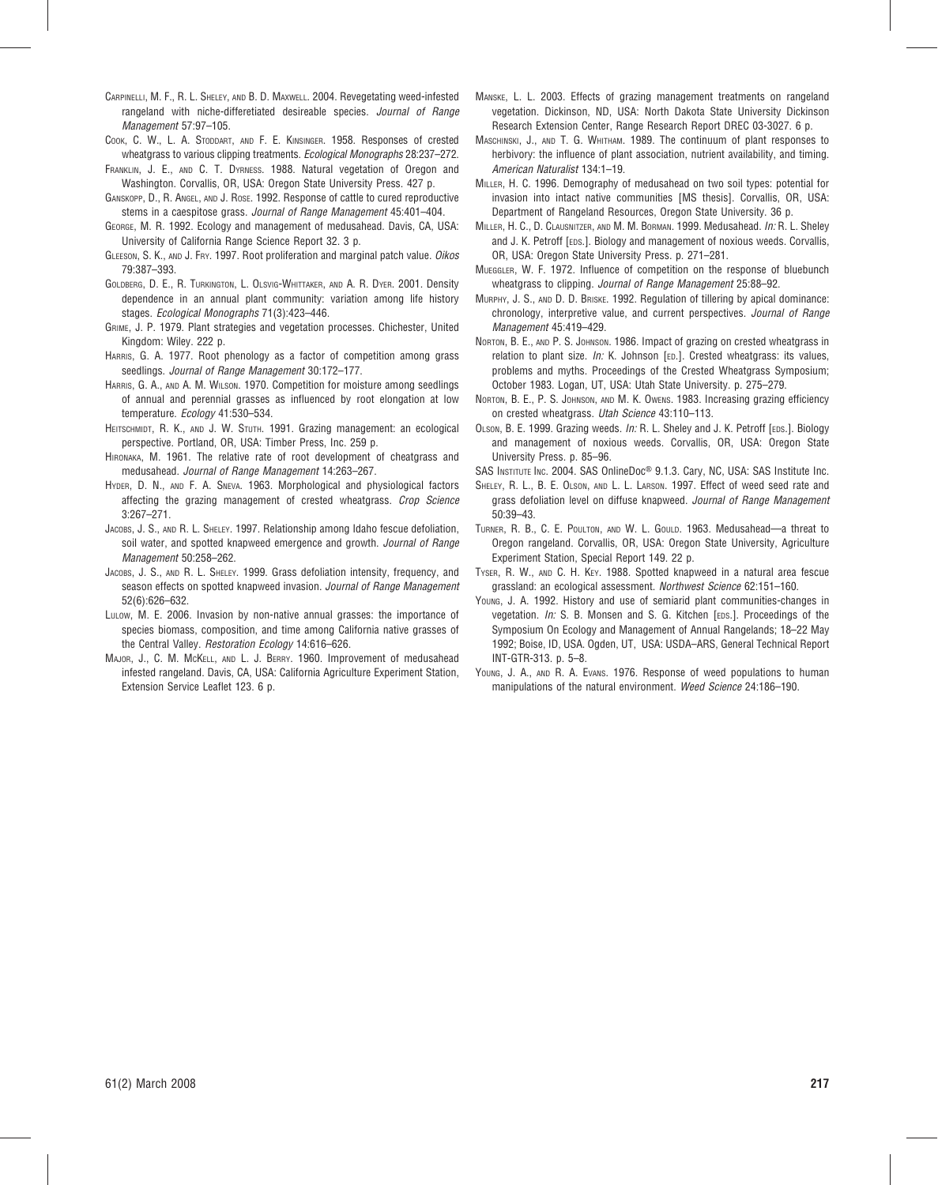Carpinelli, M. F., R. L. Sheley, and B. D. Maxwell. 2004. Revegetating weed-infested rangeland with niche-differetiated desireable species. *Journal of Range Management* 57:97–105.

Cook, C. W., L. A. Stoddart, and F. E. Kinsinger. 1958. Responses of crested wheatgrass to various clipping treatments. *Ecological Monographs* 28:237–272.

Franklin, J. E., and C. T. Dyrness. 1988. Natural vegetation of Oregon and Washington. Corvallis, OR, USA: Oregon State University Press. 427 p.

Ganskopp, D., R. Angel, and J. Rose. 1992. Response of cattle to cured reproductive stems in a caespitose grass. *Journal of Range Management* 45:401–404.

George, M. R. 1992. Ecology and management of medusahead. Davis, CA, USA: University of California Range Science Report 32. 3 p.

Gleeson, S. K., and J. Fry. 1997. Root proliferation and marginal patch value. *Oikos* 79:387–393.

Goldberg, D. E., R. Turkington, L. Olsvig-Whittaker, and A. R. Dyer. 2001. Density dependence in an annual plant community: variation among life history stages. *Ecological Monographs* 71(3):423–446.

Grime, J. P. 1979. Plant strategies and vegetation processes. Chichester, United Kingdom: Wiley. 222 p.

Harris, G. A. 1977. Root phenology as a factor of competition among grass seedlings. *Journal of Range Management* 30:172–177.

Harris, G. A., and A. M. Wilson. 1970. Competition for moisture among seedlings of annual and perennial grasses as influenced by root elongation at low temperature. *Ecology* 41:530–534.

Heitschmidt, R. K., and J. W. Stuth. 1991. Grazing management: an ecological perspective. Portland, OR, USA: Timber Press, Inc. 259 p.

Hironaka, M. 1961. The relative rate of root development of cheatgrass and medusahead. *Journal of Range Management* 14:263–267.

Hyder, D. N., and F. A. Sneva. 1963. Morphological and physiological factors affecting the grazing management of crested wheatgrass. *Crop Science* 3:267–271.

Jacobs, J. S., and R. L. Sheley. 1997. Relationship among Idaho fescue defoliation, soil water, and spotted knapweed emergence and growth. *Journal of Range Management* 50:258–262.

Jacobs, J. S., and R. L. Sheley. 1999. Grass defoliation intensity, frequency, and season effects on spotted knapweed invasion. *Journal of Range Management* 52(6):626–632.

Lulow, M. E. 2006. Invasion by non-native annual grasses: the importance of species biomass, composition, and time among California native grasses of the Central Valley. *Restoration Ecology* 14:616–626.

Major, J., C. M. McKell, and L. J. Berry. 1960. Improvement of medusahead infested rangeland. Davis, CA, USA: California Agriculture Experiment Station, Extension Service Leaflet 123. 6 p.

Manske, L. L. 2003. Effects of grazing management treatments on rangeland vegetation. Dickinson, ND, USA: North Dakota State University Dickinson Research Extension Center, Range Research Report DREC 03-3027. 6 p.

Maschinski, J., and T. G. Whitham. 1989. The continuum of plant responses to herbivory: the influence of plant association, nutrient availability, and timing. *American Naturalist* 134:1–19.

Miller, H. C. 1996. Demography of medusahead on two soil types: potential for invasion into intact native communities [MS thesis]. Corvallis, OR, USA: Department of Rangeland Resources, Oregon State University. 36 p.

Miller, H. C., D. Clausnitzer, and M. M. Borman. 1999. Medusahead. *In:* R. L. Sheley and J. K. Petroff [eds.]. Biology and management of noxious weeds. Corvallis, OR, USA: Oregon State University Press. p. 271–281.

Mueggler, W. F. 1972. Influence of competition on the response of bluebunch wheatgrass to clipping. *Journal of Range Management* 25:88–92.

Murphy, J. S., and D. D. Briske. 1992. Regulation of tillering by apical dominance: chronology, interpretive value, and current perspectives. *Journal of Range Management* 45:419–429.

Norton, B. E., and P. S. Johnson. 1986. Impact of grazing on crested wheatgrass in relation to plant size. *In:* K. Johnson [ed.]. Crested wheatgrass: its values, problems and myths. Proceedings of the Crested Wheatgrass Symposium; October 1983. Logan, UT, USA: Utah State University. p. 275–279.

Norton, B. E., P. S. Johnson, and M. K. Owens. 1983. Increasing grazing efficiency on crested wheatgrass. *Utah Science* 43:110–113.

Olson, B. E. 1999. Grazing weeds. *In:* R. L. Sheley and J. K. Petroff [eds.]. Biology and management of noxious weeds. Corvallis, OR, USA: Oregon State University Press. p. 85–96.

SAS Institute Inc. 2004. SAS OnlineDoc® 9.1.3. Cary, NC, USA: SAS Institute Inc.

Sheley, R. L., B. E. Olson, and L. L. Larson. 1997. Effect of weed seed rate and grass defoliation level on diffuse knapweed. *Journal of Range Management* 50:39–43.

Turner, R. B., C. E. Poulton, and W. L. Gould. 1963. Medusahead—a threat to Oregon rangeland. Corvallis, OR, USA: Oregon State University, Agriculture Experiment Station, Special Report 149. 22 p.

Tyser, R. W., and C. H. Key. 1988. Spotted knapweed in a natural area fescue grassland: an ecological assessment. *Northwest Science* 62:151–160.

Young, J. A. 1992. History and use of semiarid plant communities-changes in vegetation. *In:* S. B. Monsen and S. G. Kitchen [eds.]. Proceedings of the Symposium On Ecology and Management of Annual Rangelands; 18–22 May 1992; Boise, ID, USA. Ogden, UT, USA: USDA–ARS, General Technical Report INT-GTR-313. p. 5–8.

Young, J. A., and R. A. Evans. 1976. Response of weed populations to human manipulations of the natural environment. *Weed Science* 24:186–190.